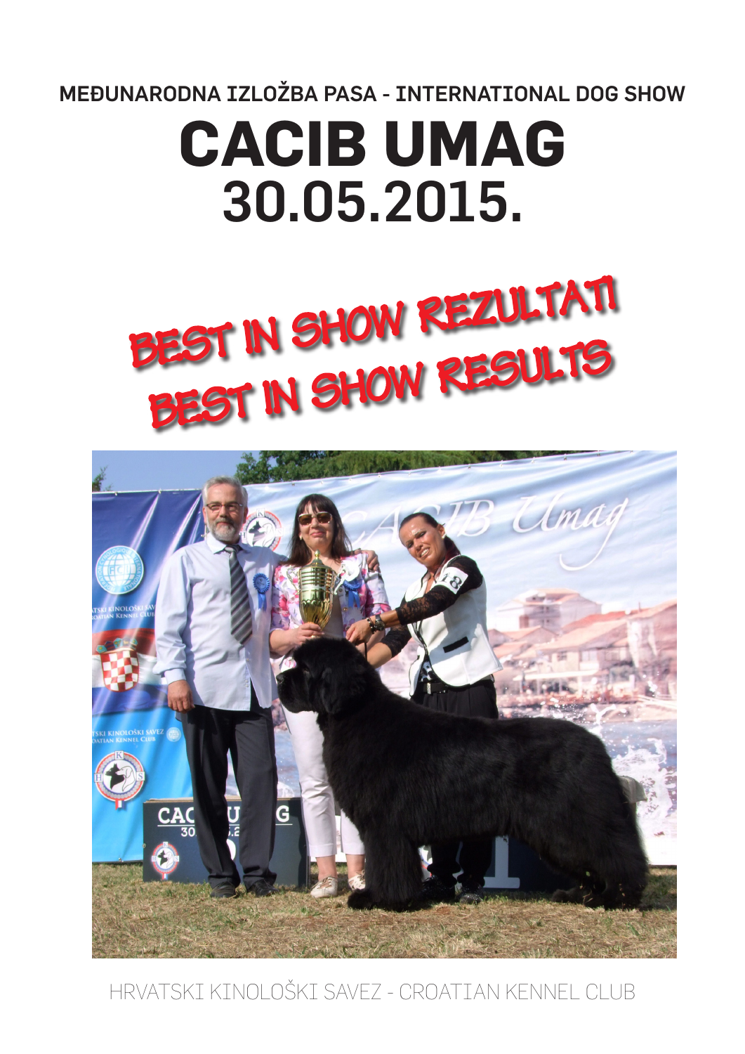MEĐUNARODNA IZLOŽBA PASA - INTERNATIONAL DOG SHOW

# CACIB UMAG
# 30.05.2015.

## BEST IN SHOW REZULTATI
## BEST IN SHOW RESULTS

HRVATSKI KINOLOŠKI SAVEZ - CROATIAN KENNEL CLUB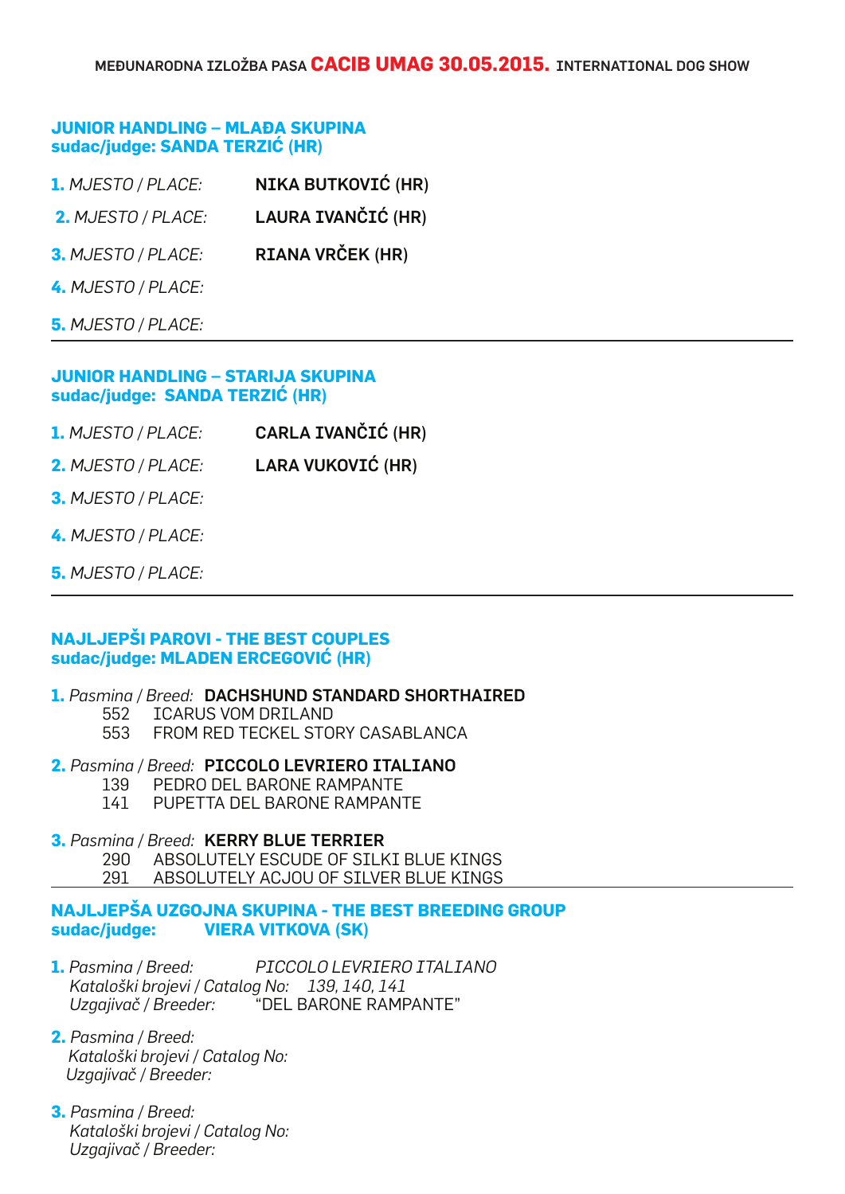MEĐUNARODNA IZLOŽBA PASA **CACIB UMAG 30.05.2015.** INTERNATIONAL DOG SHOW

## JUNIOR HANDLING – MLAĐA SKUPINA
**sudac/judge: SANDA TERZIĆ (HR)**

**1.** *MJESTO / PLACE:* **NIKA BUTKOVIĆ (HR)**

**2.** *MJESTO / PLACE:* **LAURA IVANČIĆ (HR)**

**3.** *MJESTO / PLACE:* **RIANA VRČEK (HR)**

**4.** *MJESTO / PLACE:*

**5.** *MJESTO / PLACE:*

---

## JUNIOR HANDLING – STARIJA SKUPINA
**sudac/judge: SANDA TERZIĆ (HR)**

**1.** *MJESTO / PLACE:* **CARLA IVANČIĆ (HR)**

**2.** *MJESTO / PLACE:* **LARA VUKOVIĆ (HR)**

**3.** *MJESTO / PLACE:*

**4.** *MJESTO / PLACE:*

**5.** *MJESTO / PLACE:*

---

## NAJLJEPŠI PAROVI - THE BEST COUPLES
**sudac/judge: MLADEN ERCEGOVIĆ (HR)**

**1.** *Pasmina / Breed:* **DACHSHUND STANDARD SHORTHAIRED**
552 ICARUS VOM DRILAND
553 FROM RED TECKEL STORY CASABLANCA

**2.** *Pasmina / Breed:* **PICCOLO LEVRIERO ITALIANO**
139 PEDRO DEL BARONE RAMPANTE
141 PUPETTA DEL BARONE RAMPANTE

**3.** *Pasmina / Breed:* **KERRY BLUE TERRIER**
290 ABSOLUTELY ESCUDE OF SILKI BLUE KINGS
291 ABSOLUTELY ACJOU OF SILVER BLUE KINGS

---

## NAJLJEPŠA UZGOJNA SKUPINA - THE BEST BREEDING GROUP
**sudac/judge: VIERA VITKOVA (SK)**

**1.** *Pasmina / Breed:* *PICCOLO LEVRIERO ITALIANO*
*Kataloški brojevi / Catalog No:* *139, 140, 141*
*Uzgajivač / Breeder:* "DEL BARONE RAMPANTE"

**2.** *Pasmina / Breed:*
*Kataloški brojevi / Catalog No:*
*Uzgajivač / Breeder:*

**3.** *Pasmina / Breed:*
*Kataloški brojevi / Catalog No:*
*Uzgajivač / Breeder:*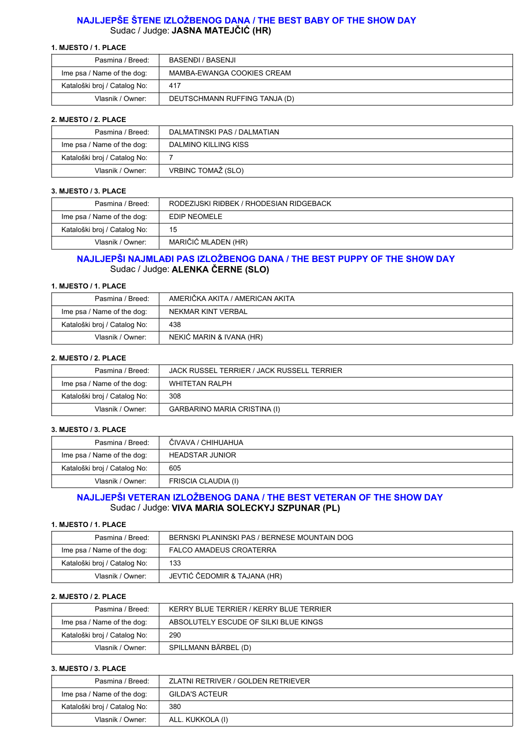## NAJLJEPŠE ŠTENE IZLOŽBENOG DANA / THE BEST BABY OF THE SHOW DAY

Sudac / Judge: **JASNA MATEJČIĆ (HR)**

**1. MJESTO / 1. PLACE**

| | |
|---|---|
| Pasmina / Breed: | BASENĐI / BASENJI |
| Ime psa / Name of the dog: | MAMBA-EWANGA COOKIES CREAM |
| Kataloški broj / Catalog No: | 417 |
| Vlasnik / Owner: | DEUTSCHMANN RUFFING TANJA (D) |

**2. MJESTO / 2. PLACE**

| | |
|---|---|
| Pasmina / Breed: | DALMATINSKI PAS / DALMATIAN |
| Ime psa / Name of the dog: | DALMINO KILLING KISS |
| Kataloški broj / Catalog No: | 7 |
| Vlasnik / Owner: | VRBINC TOMAŽ (SLO) |

**3. MJESTO / 3. PLACE**

| | |
|---|---|
| Pasmina / Breed: | RODEZIJSKI RIĐBEK / RHODESIAN RIDGEBACK |
| Ime psa / Name of the dog: | EDIP NEOMELE |
| Kataloški broj / Catalog No: | 15 |
| Vlasnik / Owner: | MARIČIĆ MLADEN (HR) |

## NAJLJEPŠI NAJMLAĐI PAS IZLOŽBENOG DANA / THE BEST PUPPY OF THE SHOW DAY

Sudac / Judge: **ALENKA ČERNE (SLO)**

**1. MJESTO / 1. PLACE**

| | |
|---|---|
| Pasmina / Breed: | AMERIČKA AKITA / AMERICAN AKITA |
| Ime psa / Name of the dog: | NEKMAR KINT VERBAL |
| Kataloški broj / Catalog No: | 438 |
| Vlasnik / Owner: | NEKIĆ MARIN & IVANA (HR) |

**2. MJESTO / 2. PLACE**

| | |
|---|---|
| Pasmina / Breed: | JACK RUSSEL TERRIER / JACK RUSSELL TERRIER |
| Ime psa / Name of the dog: | WHITETAN RALPH |
| Kataloški broj / Catalog No: | 308 |
| Vlasnik / Owner: | GARBARINO MARIA CRISTINA (I) |

**3. MJESTO / 3. PLACE**

| | |
|---|---|
| Pasmina / Breed: | ČIVAVA / CHIHUAHUA |
| Ime psa / Name of the dog: | HEADSTAR JUNIOR |
| Kataloški broj / Catalog No: | 605 |
| Vlasnik / Owner: | FRISCIA CLAUDIA (I) |

## NAJLJEPŠI VETERAN IZLOŽBENOG DANA / THE BEST VETERAN OF THE SHOW DAY

Sudac / Judge: **VIVA MARIA SOLECKYJ SZPUNAR (PL)**

**1. MJESTO / 1. PLACE**

| | |
|---|---|
| Pasmina / Breed: | BERNSKI PLANINSKI PAS / BERNESE MOUNTAIN DOG |
| Ime psa / Name of the dog: | FALCO AMADEUS CROATERRA |
| Kataloški broj / Catalog No: | 133 |
| Vlasnik / Owner: | JEVTIĆ ČEDOMIR & TAJANA (HR) |

**2. MJESTO / 2. PLACE**

| | |
|---|---|
| Pasmina / Breed: | KERRY BLUE TERRIER / KERRY BLUE TERRIER |
| Ime psa / Name of the dog: | ABSOLUTELY ESCUDE OF SILKI BLUE KINGS |
| Kataloški broj / Catalog No: | 290 |
| Vlasnik / Owner: | SPILLMANN BÄRBEL (D) |

**3. MJESTO / 3. PLACE**

| | |
|---|---|
| Pasmina / Breed: | ZLATNI RETRIVER / GOLDEN RETRIEVER |
| Ime psa / Name of the dog: | GILDA'S ACTEUR |
| Kataloški broj / Catalog No: | 380 |
| Vlasnik / Owner: | ALL. KUKKOLA (I) |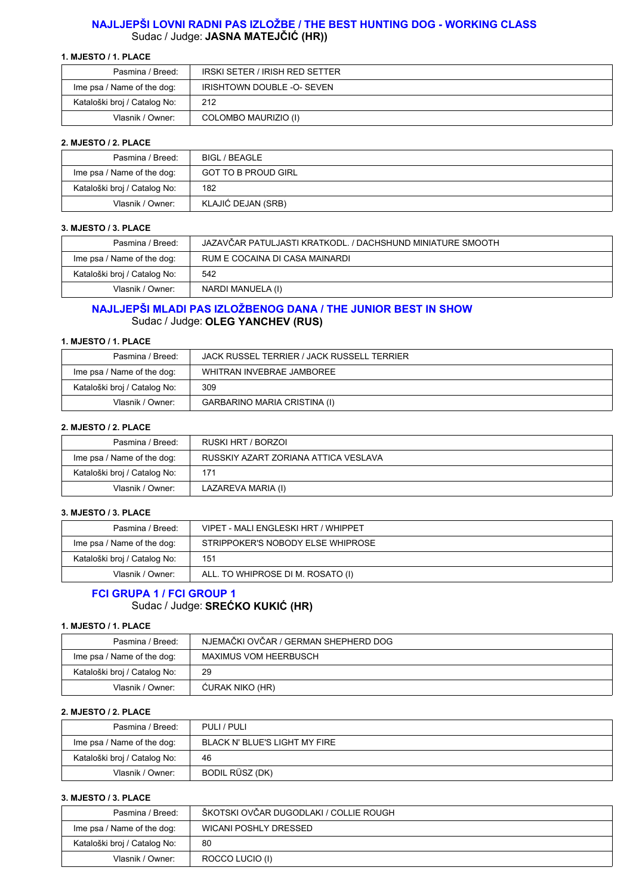## NAJLJEPŠI LOVNI RADNI PAS IZLOŽBE / THE BEST HUNTING DOG - WORKING CLASS

Sudac / Judge: **JASNA MATEJČIĆ (HR))**

**1. MJESTO / 1. PLACE**

| | |
|---|---|
| Pasmina / Breed: | IRSKI SETER / IRISH RED SETTER |
| Ime psa / Name of the dog: | IRISHTOWN DOUBLE -O- SEVEN |
| Kataloški broj / Catalog No: | 212 |
| Vlasnik / Owner: | COLOMBO MAURIZIO (I) |

**2. MJESTO / 2. PLACE**

| | |
|---|---|
| Pasmina / Breed: | BIGL / BEAGLE |
| Ime psa / Name of the dog: | GOT TO B PROUD GIRL |
| Kataloški broj / Catalog No: | 182 |
| Vlasnik / Owner: | KLAJIĆ DEJAN (SRB) |

**3. MJESTO / 3. PLACE**

| | |
|---|---|
| Pasmina / Breed: | JAZAVČAR PATULJASTI KRATKODL. / DACHSHUND MINIATURE SMOOTH |
| Ime psa / Name of the dog: | RUM E COCAINA DI CASA MAINARDI |
| Kataloški broj / Catalog No: | 542 |
| Vlasnik / Owner: | NARDI MANUELA (I) |

## NAJLJEPŠI MLADI PAS IZLOŽBENOG DANA / THE JUNIOR BEST IN SHOW

Sudac / Judge: **OLEG YANCHEV (RUS)**

**1. MJESTO / 1. PLACE**

| | |
|---|---|
| Pasmina / Breed: | JACK RUSSEL TERRIER / JACK RUSSELL TERRIER |
| Ime psa / Name of the dog: | WHITRAN INVEBRAE JAMBOREE |
| Kataloški broj / Catalog No: | 309 |
| Vlasnik / Owner: | GARBARINO MARIA CRISTINA (I) |

**2. MJESTO / 2. PLACE**

| | |
|---|---|
| Pasmina / Breed: | RUSKI HRT / BORZOI |
| Ime psa / Name of the dog: | RUSSKIY AZART ZORIANA ATTICA VESLAVA |
| Kataloški broj / Catalog No: | 171 |
| Vlasnik / Owner: | LAZAREVA MARIA (I) |

**3. MJESTO / 3. PLACE**

| | |
|---|---|
| Pasmina / Breed: | VIPET - MALI ENGLESKI HRT / WHIPPET |
| Ime psa / Name of the dog: | STRIPPOKER'S NOBODY ELSE WHIPROSE |
| Kataloški broj / Catalog No: | 151 |
| Vlasnik / Owner: | ALL. TO WHIPROSE DI M. ROSATO (I) |

## FCI GRUPA 1 / FCI GROUP 1

Sudac / Judge: **SREĆKO KUKIĆ (HR)**

**1. MJESTO / 1. PLACE**

| | |
|---|---|
| Pasmina / Breed: | NJEMAČKI OVČAR / GERMAN SHEPHERD DOG |
| Ime psa / Name of the dog: | MAXIMUS VOM HEERBUSCH |
| Kataloški broj / Catalog No: | 29 |
| Vlasnik / Owner: | ĆURAK NIKO (HR) |

**2. MJESTO / 2. PLACE**

| | |
|---|---|
| Pasmina / Breed: | PULI / PULI |
| Ime psa / Name of the dog: | BLACK N' BLUE'S LIGHT MY FIRE |
| Kataloški broj / Catalog No: | 46 |
| Vlasnik / Owner: | BODIL RÜSZ (DK) |

**3. MJESTO / 3. PLACE**

| | |
|---|---|
| Pasmina / Breed: | ŠKOTSKI OVČAR DUGODLAKI / COLLIE ROUGH |
| Ime psa / Name of the dog: | WICANI POSHLY DRESSED |
| Kataloški broj / Catalog No: | 80 |
| Vlasnik / Owner: | ROCCO LUCIO (I) |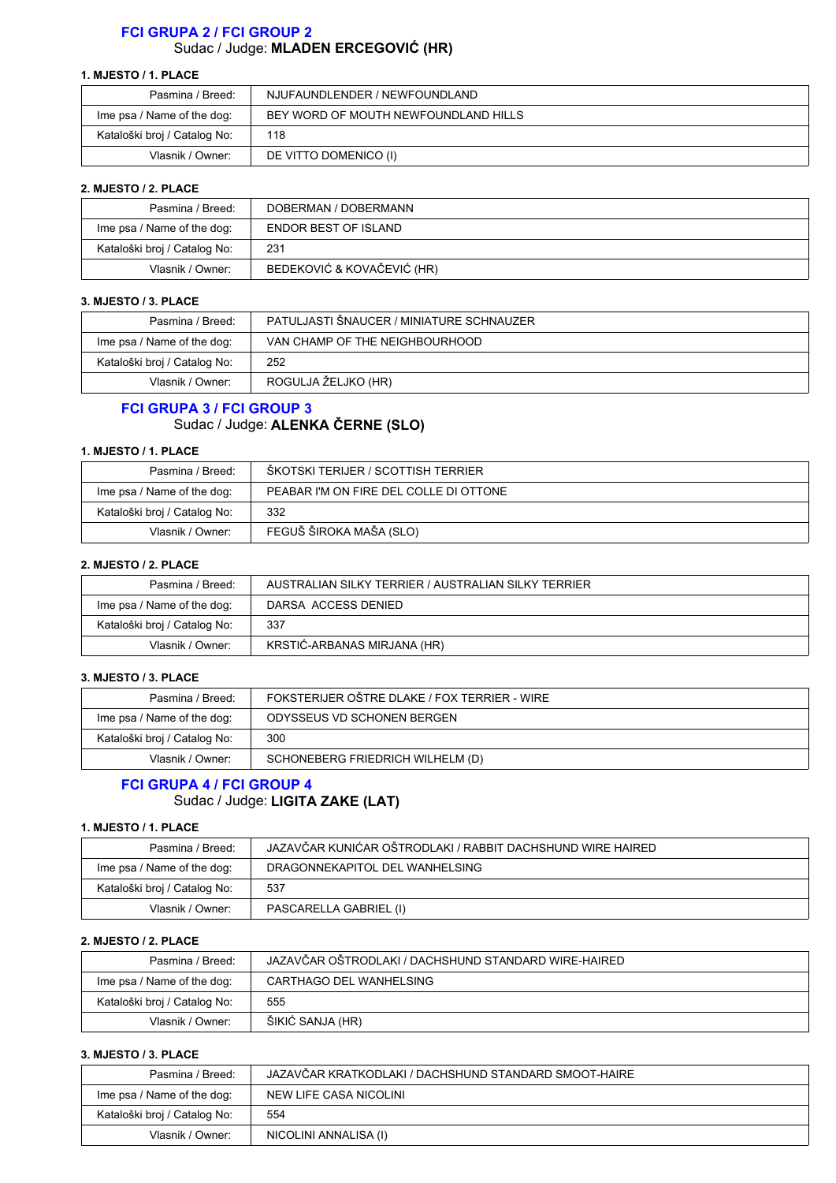## FCI GRUPA 2 / FCI GROUP 2

Sudac / Judge: **MLADEN ERCEGOVIĆ (HR)**

**1. MJESTO / 1. PLACE**

| Pasmina / Breed: | NJUFAUNDLENDER / NEWFOUNDLAND |
|---|---|
| Ime psa / Name of the dog: | BEY WORD OF MOUTH NEWFOUNDLAND HILLS |
| Kataloški broj / Catalog No: | 118 |
| Vlasnik / Owner: | DE VITTO DOMENICO (I) |

**2. MJESTO / 2. PLACE**

| Pasmina / Breed: | DOBERMAN / DOBERMANN |
|---|---|
| Ime psa / Name of the dog: | ENDOR BEST OF ISLAND |
| Kataloški broj / Catalog No: | 231 |
| Vlasnik / Owner: | BEDEKOVIĆ & KOVAČEVIĆ (HR) |

**3. MJESTO / 3. PLACE**

| Pasmina / Breed: | PATULJASTI ŠNAUCER / MINIATURE SCHNAUZER |
|---|---|
| Ime psa / Name of the dog: | VAN CHAMP OF THE NEIGHBOURHOOD |
| Kataloški broj / Catalog No: | 252 |
| Vlasnik / Owner: | ROGULJA ŽELJKO (HR) |

## FCI GRUPA 3 / FCI GROUP 3

Sudac / Judge: **ALENKA ČERNE (SLO)**

**1. MJESTO / 1. PLACE**

| Pasmina / Breed: | ŠKOTSKI TERIJER / SCOTTISH TERRIER |
|---|---|
| Ime psa / Name of the dog: | PEABAR I'M ON FIRE DEL COLLE DI OTTONE |
| Kataloški broj / Catalog No: | 332 |
| Vlasnik / Owner: | FEGUŠ ŠIROKA MAŠA (SLO) |

**2. MJESTO / 2. PLACE**

| Pasmina / Breed: | AUSTRALIAN SILKY TERRIER / AUSTRALIAN SILKY TERRIER |
|---|---|
| Ime psa / Name of the dog: | DARSA ACCESS DENIED |
| Kataloški broj / Catalog No: | 337 |
| Vlasnik / Owner: | KRSTIĆ-ARBANAS MIRJANA (HR) |

**3. MJESTO / 3. PLACE**

| Pasmina / Breed: | FOKSTERIJER OŠTRE DLAKE / FOX TERRIER - WIRE |
|---|---|
| Ime psa / Name of the dog: | ODYSSEUS VD SCHONEN BERGEN |
| Kataloški broj / Catalog No: | 300 |
| Vlasnik / Owner: | SCHONEBERG FRIEDRICH WILHELM (D) |

## FCI GRUPA 4 / FCI GROUP 4

Sudac / Judge: **LIGITA ZAKE (LAT)**

**1. MJESTO / 1. PLACE**

| Pasmina / Breed: | JAZAVČAR KUNIĆAR OŠTRODLAKI / RABBIT DACHSHUND WIRE HAIRED |
|---|---|
| Ime psa / Name of the dog: | DRAGONNEKAPITOL DEL WANHELSING |
| Kataloški broj / Catalog No: | 537 |
| Vlasnik / Owner: | PASCARELLA GABRIEL (I) |

**2. MJESTO / 2. PLACE**

| Pasmina / Breed: | JAZAVČAR OŠTRODLAKI / DACHSHUND STANDARD WIRE-HAIRED |
|---|---|
| Ime psa / Name of the dog: | CARTHAGO DEL WANHELSING |
| Kataloški broj / Catalog No: | 555 |
| Vlasnik / Owner: | ŠIKIĆ SANJA (HR) |

**3. MJESTO / 3. PLACE**

| Pasmina / Breed: | JAZAVČAR KRATKODLAKI / DACHSHUND STANDARD SMOOT-HAIRE |
|---|---|
| Ime psa / Name of the dog: | NEW LIFE CASA NICOLINI |
| Kataloški broj / Catalog No: | 554 |
| Vlasnik / Owner: | NICOLINI ANNALISA (I) |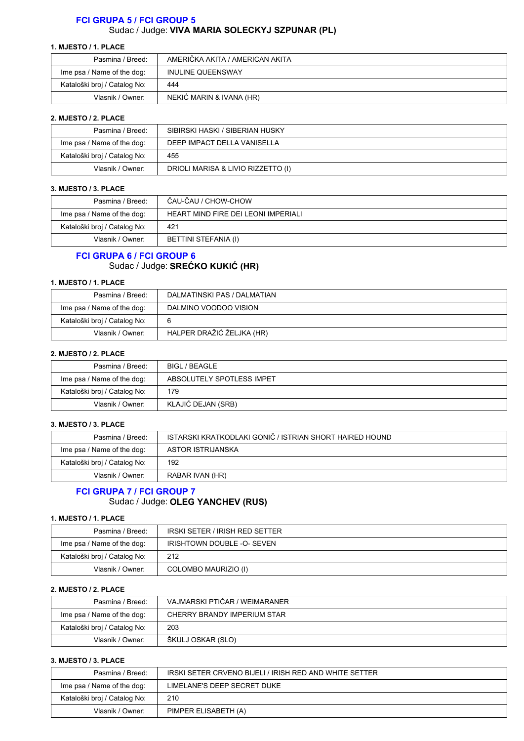## FCI GRUPA 5 / FCI GROUP 5

Sudac / Judge: **VIVA MARIA SOLECKYJ SZPUNAR (PL)**

**1. MJESTO / 1. PLACE**

| | |
|---|---|
| Pasmina / Breed: | AMERIČKA AKITA / AMERICAN AKITA |
| Ime psa / Name of the dog: | INULINE QUEENSWAY |
| Kataloški broj / Catalog No: | 444 |
| Vlasnik / Owner: | NEKIĆ MARIN & IVANA (HR) |

**2. MJESTO / 2. PLACE**

| | |
|---|---|
| Pasmina / Breed: | SIBIRSKI HASKI / SIBERIAN HUSKY |
| Ime psa / Name of the dog: | DEEP IMPACT DELLA VANISELLA |
| Kataloški broj / Catalog No: | 455 |
| Vlasnik / Owner: | DRIOLI MARISA & LIVIO RIZZETTO (I) |

**3. MJESTO / 3. PLACE**

| | |
|---|---|
| Pasmina / Breed: | ČAU-ČAU / CHOW-CHOW |
| Ime psa / Name of the dog: | HEART MIND FIRE DEI LEONI IMPERIALI |
| Kataloški broj / Catalog No: | 421 |
| Vlasnik / Owner: | BETTINI STEFANIA (I) |

## FCI GRUPA 6 / FCI GROUP 6

Sudac / Judge: **SREĆKO KUKIĆ (HR)**

**1. MJESTO / 1. PLACE**

| | |
|---|---|
| Pasmina / Breed: | DALMATINSKI PAS / DALMATIAN |
| Ime psa / Name of the dog: | DALMINO VOODOO VISION |
| Kataloški broj / Catalog No: | 6 |
| Vlasnik / Owner: | HALPER DRAŽIĆ ŽELJKA (HR) |

**2. MJESTO / 2. PLACE**

| | |
|---|---|
| Pasmina / Breed: | BIGL / BEAGLE |
| Ime psa / Name of the dog: | ABSOLUTELY SPOTLESS IMPET |
| Kataloški broj / Catalog No: | 179 |
| Vlasnik / Owner: | KLAJIĆ DEJAN (SRB) |

**3. MJESTO / 3. PLACE**

| | |
|---|---|
| Pasmina / Breed: | ISTARSKI KRATKODLAKI GONIČ / ISTRIAN SHORT HAIRED HOUND |
| Ime psa / Name of the dog: | ASTOR ISTRIJANSKA |
| Kataloški broj / Catalog No: | 192 |
| Vlasnik / Owner: | RABAR IVAN (HR) |

## FCI GRUPA 7 / FCI GROUP 7

Sudac / Judge: **OLEG YANCHEV (RUS)**

**1. MJESTO / 1. PLACE**

| | |
|---|---|
| Pasmina / Breed: | IRSKI SETER / IRISH RED SETTER |
| Ime psa / Name of the dog: | IRISHTOWN DOUBLE -O- SEVEN |
| Kataloški broj / Catalog No: | 212 |
| Vlasnik / Owner: | COLOMBO MAURIZIO (I) |

**2. MJESTO / 2. PLACE**

| | |
|---|---|
| Pasmina / Breed: | VAJMARSKI PTIČAR / WEIMARANER |
| Ime psa / Name of the dog: | CHERRY BRANDY IMPERIUM STAR |
| Kataloški broj / Catalog No: | 203 |
| Vlasnik / Owner: | ŠKULJ OSKAR (SLO) |

**3. MJESTO / 3. PLACE**

| | |
|---|---|
| Pasmina / Breed: | IRSKI SETER CRVENO BIJELI / IRISH RED AND WHITE SETTER |
| Ime psa / Name of the dog: | LIMELANE'S DEEP SECRET DUKE |
| Kataloški broj / Catalog No: | 210 |
| Vlasnik / Owner: | PIMPER ELISABETH (A) |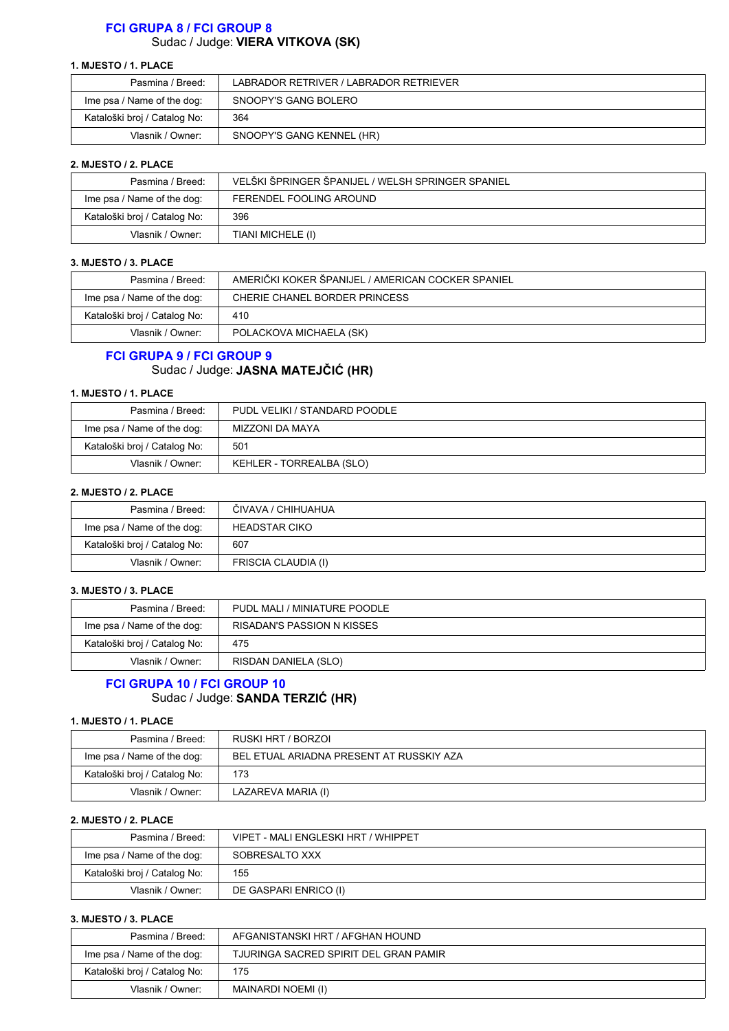## FCI GRUPA 8 / FCI GROUP 8

Sudac / Judge: **VIERA VITKOVA (SK)**

**1. MJESTO / 1. PLACE**

| Pasmina / Breed: | LABRADOR RETRIVER / LABRADOR RETRIEVER |
|---|---|
| Ime psa / Name of the dog: | SNOOPY'S GANG BOLERO |
| Kataloški broj / Catalog No: | 364 |
| Vlasnik / Owner: | SNOOPY'S GANG KENNEL (HR) |

**2. MJESTO / 2. PLACE**

| Pasmina / Breed: | VELŠKI ŠPRINGER ŠPANIJEL / WELSH SPRINGER SPANIEL |
|---|---|
| Ime psa / Name of the dog: | FERENDEL FOOLING AROUND |
| Kataloški broj / Catalog No: | 396 |
| Vlasnik / Owner: | TIANI MICHELE (I) |

**3. MJESTO / 3. PLACE**

| Pasmina / Breed: | AMERIČKI KOKER ŠPANIJEL / AMERICAN COCKER SPANIEL |
|---|---|
| Ime psa / Name of the dog: | CHERIE CHANEL BORDER PRINCESS |
| Kataloški broj / Catalog No: | 410 |
| Vlasnik / Owner: | POLACKOVA MICHAELA (SK) |

## FCI GRUPA 9 / FCI GROUP 9

Sudac / Judge: **JASNA MATEJČIĆ (HR)**

**1. MJESTO / 1. PLACE**

| Pasmina / Breed: | PUDL VELIKI / STANDARD POODLE |
|---|---|
| Ime psa / Name of the dog: | MIZZONI DA MAYA |
| Kataloški broj / Catalog No: | 501 |
| Vlasnik / Owner: | KEHLER - TORREALBA (SLO) |

**2. MJESTO / 2. PLACE**

| Pasmina / Breed: | ČIVAVA / CHIHUAHUA |
|---|---|
| Ime psa / Name of the dog: | HEADSTAR CIKO |
| Kataloški broj / Catalog No: | 607 |
| Vlasnik / Owner: | FRISCIA CLAUDIA (I) |

**3. MJESTO / 3. PLACE**

| Pasmina / Breed: | PUDL MALI / MINIATURE POODLE |
|---|---|
| Ime psa / Name of the dog: | RISADAN'S PASSION N KISSES |
| Kataloški broj / Catalog No: | 475 |
| Vlasnik / Owner: | RISDAN DANIELA (SLO) |

## FCI GRUPA 10 / FCI GROUP 10

Sudac / Judge: **SANDA TERZIĆ (HR)**

**1. MJESTO / 1. PLACE**

| Pasmina / Breed: | RUSKI HRT / BORZOI |
|---|---|
| Ime psa / Name of the dog: | BEL ETUAL ARIADNA PRESENT AT RUSSKIY AZA |
| Kataloški broj / Catalog No: | 173 |
| Vlasnik / Owner: | LAZAREVA MARIA (I) |

**2. MJESTO / 2. PLACE**

| Pasmina / Breed: | VIPET - MALI ENGLESKI HRT / WHIPPET |
|---|---|
| Ime psa / Name of the dog: | SOBRESALTO XXX |
| Kataloški broj / Catalog No: | 155 |
| Vlasnik / Owner: | DE GASPARI ENRICO (I) |

**3. MJESTO / 3. PLACE**

| Pasmina / Breed: | AFGANISTANSKI HRT / AFGHAN HOUND |
|---|---|
| Ime psa / Name of the dog: | TJURINGA SACRED SPIRIT DEL GRAN PAMIR |
| Kataloški broj / Catalog No: | 175 |
| Vlasnik / Owner: | MAINARDI NOEMI (I) |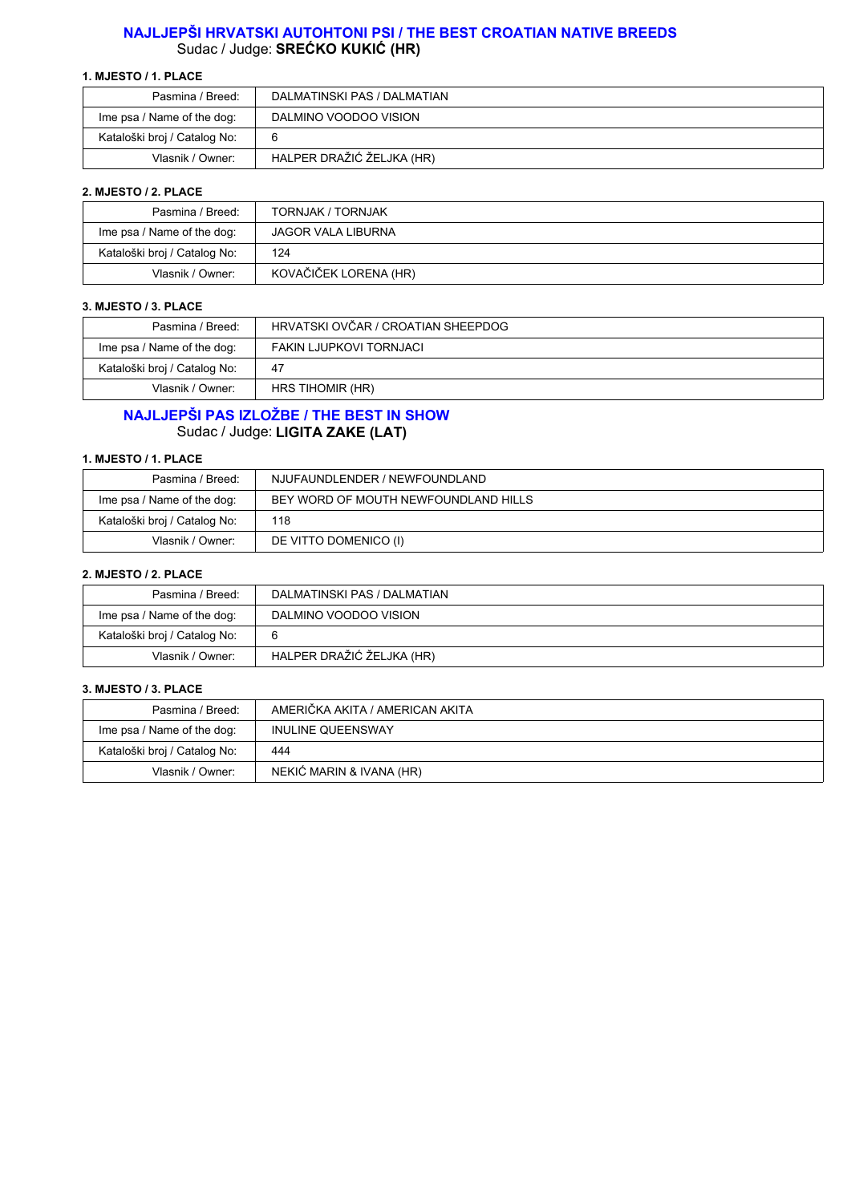## NAJLJEPŠI HRVATSKI AUTOHTONI PSI / THE BEST CROATIAN NATIVE BREEDS

Sudac / Judge: **SREĆKO KUKIĆ (HR)**

**1. MJESTO / 1. PLACE**

| | |
|---|---|
| Pasmina / Breed: | DALMATINSKI PAS / DALMATIAN |
| Ime psa / Name of the dog: | DALMINO VOODOO VISION |
| Kataloški broj / Catalog No: | 6 |
| Vlasnik / Owner: | HALPER DRAŽIĆ ŽELJKA (HR) |

**2. MJESTO / 2. PLACE**

| | |
|---|---|
| Pasmina / Breed: | TORNJAK / TORNJAK |
| Ime psa / Name of the dog: | JAGOR VALA LIBURNA |
| Kataloški broj / Catalog No: | 124 |
| Vlasnik / Owner: | KOVAČIČEK LORENA (HR) |

**3. MJESTO / 3. PLACE**

| | |
|---|---|
| Pasmina / Breed: | HRVATSKI OVČAR / CROATIAN SHEEPDOG |
| Ime psa / Name of the dog: | FAKIN LJUPKOVI TORNJACI |
| Kataloški broj / Catalog No: | 47 |
| Vlasnik / Owner: | HRS TIHOMIR (HR) |

## NAJLJEPŠI PAS IZLOŽBE / THE BEST IN SHOW

Sudac / Judge: **LIGITA ZAKE (LAT)**

**1. MJESTO / 1. PLACE**

| | |
|---|---|
| Pasmina / Breed: | NJUFAUNDLENDER / NEWFOUNDLAND |
| Ime psa / Name of the dog: | BEY WORD OF MOUTH NEWFOUNDLAND HILLS |
| Kataloški broj / Catalog No: | 118 |
| Vlasnik / Owner: | DE VITTO DOMENICO (I) |

**2. MJESTO / 2. PLACE**

| | |
|---|---|
| Pasmina / Breed: | DALMATINSKI PAS / DALMATIAN |
| Ime psa / Name of the dog: | DALMINO VOODOO VISION |
| Kataloški broj / Catalog No: | 6 |
| Vlasnik / Owner: | HALPER DRAŽIĆ ŽELJKA (HR) |

**3. MJESTO / 3. PLACE**

| | |
|---|---|
| Pasmina / Breed: | AMERIČKA AKITA / AMERICAN AKITA |
| Ime psa / Name of the dog: | INULINE QUEENSWAY |
| Kataloški broj / Catalog No: | 444 |
| Vlasnik / Owner: | NEKIĆ MARIN & IVANA (HR) |